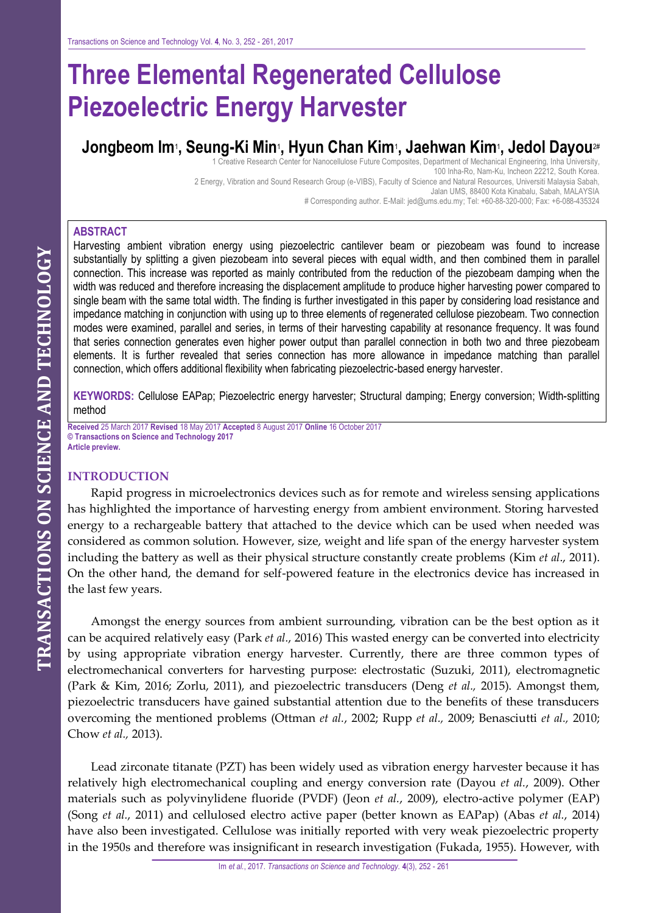# Three Elemental Regenerated Cellulose Piezoelectric Energy Harvester

**Jongbeom Im[1], Seung-Ki Min[1], Hyun Chan Kim[1], Jaehwan Kim[1], Jedol Dayou[2#]**

1 Creative Research Center for Nanocellulose Future Composites, Department of Mechanical Engineering, Inha University, 100 Inha-Ro, Nam-Ku, Incheon 22212, South Korea.

2 Energy, Vibration and Sound Research Group (e-VIBS), Faculty of Science and Natural Resources, Universiti Malaysia Sabah, Jalan UMS, 88400 Kota Kinabalu, Sabah, MALAYSIA

\# Corresponding author. E-Mail: jed@ums.edu.my; Tel: +60-88-320-000; Fax: +6-088-435324

**ABSTRACT**

Harvesting ambient vibration energy using piezoelectric cantilever beam or piezobeam was found to increase substantially by splitting a given piezobeam into several pieces with equal width, and then combined them in parallel connection. This increase was reported as mainly contributed from the reduction of the piezobeam damping when the width was reduced and therefore increasing the displacement amplitude to produce higher harvesting power compared to single beam with the same total width. The finding is further investigated in this paper by considering load resistance and impedance matching in conjunction with using up to three elements of regenerated cellulose piezobeam. Two connection modes were examined, parallel and series, in terms of their harvesting capability at resonance frequency. It was found that series connection generates even higher power output than parallel connection in both two and three piezobeam elements. It is further revealed that series connection has more allowance in impedance matching than parallel connection, which offers additional flexibility when fabricating piezoelectric-based energy harvester.

**KEYWORDS:** Cellulose EAPap; Piezoelectric energy harvester; Structural damping; Energy conversion; Width-splitting method

**Received** 25 March 2017 **Revised** 18 May 2017 **Accepted** 8 August 2017 **Online** 16 October 2017
**© Transactions on Science and Technology 2017**
**Article preview.**

## INTRODUCTION

Rapid progress in microelectronics devices such as for remote and wireless sensing applications has highlighted the importance of harvesting energy from ambient environment. Storing harvested energy to a rechargeable battery that attached to the device which can be used when needed was considered as common solution. However, size, weight and life span of the energy harvester system including the battery as well as their physical structure constantly create problems (Kim *et al.*, 2011). On the other hand, the demand for self-powered feature in the electronics device has increased in the last few years.

Amongst the energy sources from ambient surrounding, vibration can be the best option as it can be acquired relatively easy (Park *et al.*, 2016) This wasted energy can be converted into electricity by using appropriate vibration energy harvester. Currently, there are three common types of electromechanical converters for harvesting purpose: electrostatic (Suzuki, 2011), electromagnetic (Park & Kim, 2016; Zorlu, 2011), and piezoelectric transducers (Deng *et al.*, 2015). Amongst them, piezoelectric transducers have gained substantial attention due to the benefits of these transducers overcoming the mentioned problems (Ottman *et al.*, 2002; Rupp *et al.*, 2009; Benasciutti *et al.*, 2010; Chow *et al.*, 2013).

Lead zirconate titanate (PZT) has been widely used as vibration energy harvester because it has relatively high electromechanical coupling and energy conversion rate (Dayou *et al.*, 2009). Other materials such as polyvinylidene fluoride (PVDF) (Jeon *et al.*, 2009), electro-active polymer (EAP) (Song *et al.*, 2011) and cellulosed electro active paper (better known as EAPap) (Abas *et al.*, 2014) have also been investigated. Cellulose was initially reported with very weak piezoelectric property in the 1950s and therefore was insignificant in research investigation (Fukada, 1955). However, with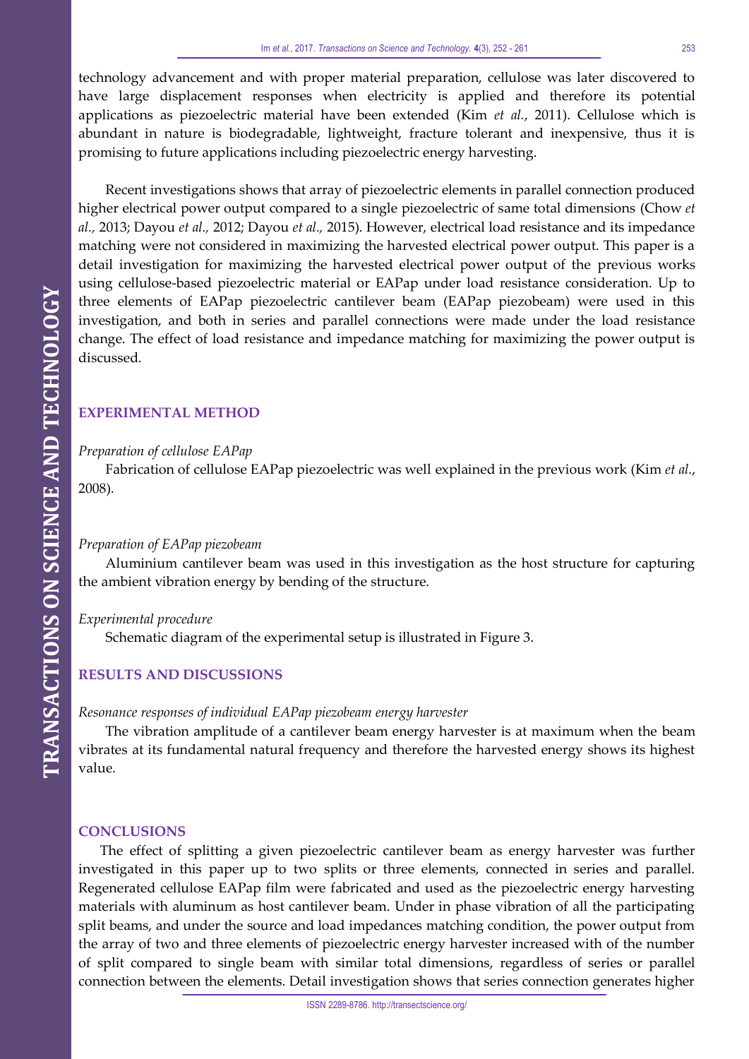technology advancement and with proper material preparation, cellulose was later discovered to have large displacement responses when electricity is applied and therefore its potential applications as piezoelectric material have been extended (Kim *et al.*, 2011). Cellulose which is abundant in nature is biodegradable, lightweight, fracture tolerant and inexpensive, thus it is promising to future applications including piezoelectric energy harvesting.

Recent investigations shows that array of piezoelectric elements in parallel connection produced higher electrical power output compared to a single piezoelectric of same total dimensions (Chow *et al.,* 2013; Dayou *et al.,* 2012; Dayou *et al.,* 2015). However, electrical load resistance and its impedance matching were not considered in maximizing the harvested electrical power output. This paper is a detail investigation for maximizing the harvested electrical power output of the previous works using cellulose-based piezoelectric material or EAPap under load resistance consideration. Up to three elements of EAPap piezoelectric cantilever beam (EAPap piezobeam) were used in this investigation, and both in series and parallel connections were made under the load resistance change. The effect of load resistance and impedance matching for maximizing the power output is discussed.

## EXPERIMENTAL METHOD

### *Preparation of cellulose EAPap*

Fabrication of cellulose EAPap piezoelectric was well explained in the previous work (Kim *et al*., 2008).

### *Preparation of EAPap piezobeam*

Aluminium cantilever beam was used in this investigation as the host structure for capturing the ambient vibration energy by bending of the structure.

### *Experimental procedure*

Schematic diagram of the experimental setup is illustrated in Figure 3.

## RESULTS AND DISCUSSIONS

### *Resonance responses of individual EAPap piezobeam energy harvester*

The vibration amplitude of a cantilever beam energy harvester is at maximum when the beam vibrates at its fundamental natural frequency and therefore the harvested energy shows its highest value.

## CONCLUSIONS

The effect of splitting a given piezoelectric cantilever beam as energy harvester was further investigated in this paper up to two splits or three elements, connected in series and parallel. Regenerated cellulose EAPap film were fabricated and used as the piezoelectric energy harvesting materials with aluminum as host cantilever beam. Under in phase vibration of all the participating split beams, and under the source and load impedances matching condition, the power output from the array of two and three elements of piezoelectric energy harvester increased with of the number of split compared to single beam with similar total dimensions, regardless of series or parallel connection between the elements. Detail investigation shows that series connection generates higher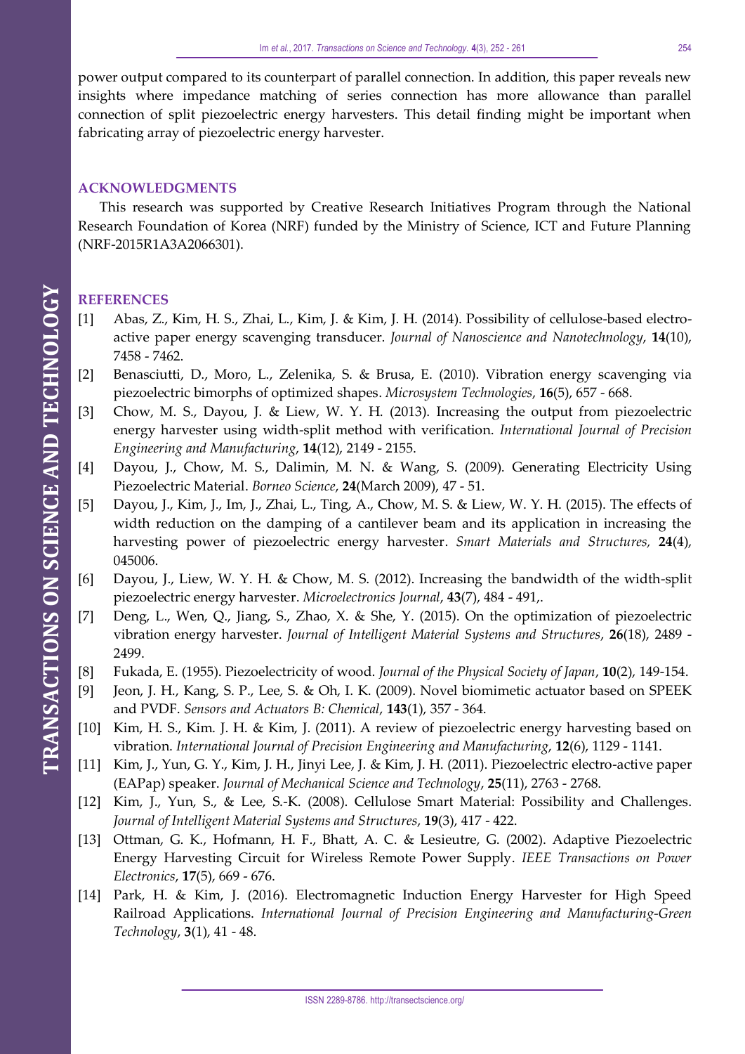power output compared to its counterpart of parallel connection. In addition, this paper reveals new insights where impedance matching of series connection has more allowance than parallel connection of split piezoelectric energy harvesters. This detail finding might be important when fabricating array of piezoelectric energy harvester.

## ACKNOWLEDGMENTS

This research was supported by Creative Research Initiatives Program through the National Research Foundation of Korea (NRF) funded by the Ministry of Science, ICT and Future Planning (NRF-2015R1A3A2066301).

## REFERENCES

[1] Abas, Z., Kim, H. S., Zhai, L., Kim, J. & Kim, J. H. (2014). Possibility of cellulose-based electro-active paper energy scavenging transducer. *Journal of Nanoscience and Nanotechnology*, **14**(10), 7458 - 7462.

[2] Benasciutti, D., Moro, L., Zelenika, S. & Brusa, E. (2010). Vibration energy scavenging via piezoelectric bimorphs of optimized shapes. *Microsystem Technologies*, **16**(5), 657 - 668.

[3] Chow, M. S., Dayou, J. & Liew, W. Y. H. (2013). Increasing the output from piezoelectric energy harvester using width-split method with verification. *International Journal of Precision Engineering and Manufacturing*, **14**(12), 2149 - 2155.

[4] Dayou, J., Chow, M. S., Dalimin, M. N. & Wang, S. (2009). Generating Electricity Using Piezoelectric Material. *Borneo Science*, **24**(March 2009), 47 - 51.

[5] Dayou, J., Kim, J., Im, J., Zhai, L., Ting, A., Chow, M. S. & Liew, W. Y. H. (2015). The effects of width reduction on the damping of a cantilever beam and its application in increasing the harvesting power of piezoelectric energy harvester. *Smart Materials and Structures,* **24**(4), 045006.

[6] Dayou, J., Liew, W. Y. H. & Chow, M. S. (2012). Increasing the bandwidth of the width-split piezoelectric energy harvester. *Microelectronics Journal*, **43**(7), 484 - 491,.

[7] Deng, L., Wen, Q., Jiang, S., Zhao, X. & She, Y. (2015). On the optimization of piezoelectric vibration energy harvester. *Journal of Intelligent Material Systems and Structures*, **26**(18), 2489 - 2499.

[8] Fukada, E. (1955). Piezoelectricity of wood. *Journal of the Physical Society of Japan*, **10**(2), 149-154.

[9] Jeon, J. H., Kang, S. P., Lee, S. & Oh, I. K. (2009). Novel biomimetic actuator based on SPEEK and PVDF. *Sensors and Actuators B: Chemical*, **143**(1), 357 - 364.

[10] Kim, H. S., Kim. J. H. & Kim, J. (2011). A review of piezoelectric energy harvesting based on vibration. *International Journal of Precision Engineering and Manufacturing*, **12**(6), 1129 - 1141.

[11] Kim, J., Yun, G. Y., Kim, J. H., Jinyi Lee, J. & Kim, J. H. (2011). Piezoelectric electro-active paper (EAPap) speaker. *Journal of Mechanical Science and Technology*, **25**(11), 2763 - 2768.

[12] Kim, J., Yun, S., & Lee, S.-K. (2008). Cellulose Smart Material: Possibility and Challenges. *Journal of Intelligent Material Systems and Structures*, **19**(3), 417 - 422.

[13] Ottman, G. K., Hofmann, H. F., Bhatt, A. C. & Lesieutre, G. (2002). Adaptive Piezoelectric Energy Harvesting Circuit for Wireless Remote Power Supply. *IEEE Transactions on Power Electronics*, **17**(5), 669 - 676.

[14] Park, H. & Kim, J. (2016). Electromagnetic Induction Energy Harvester for High Speed Railroad Applications. *International Journal of Precision Engineering and Manufacturing-Green Technology*, **3**(1), 41 - 48.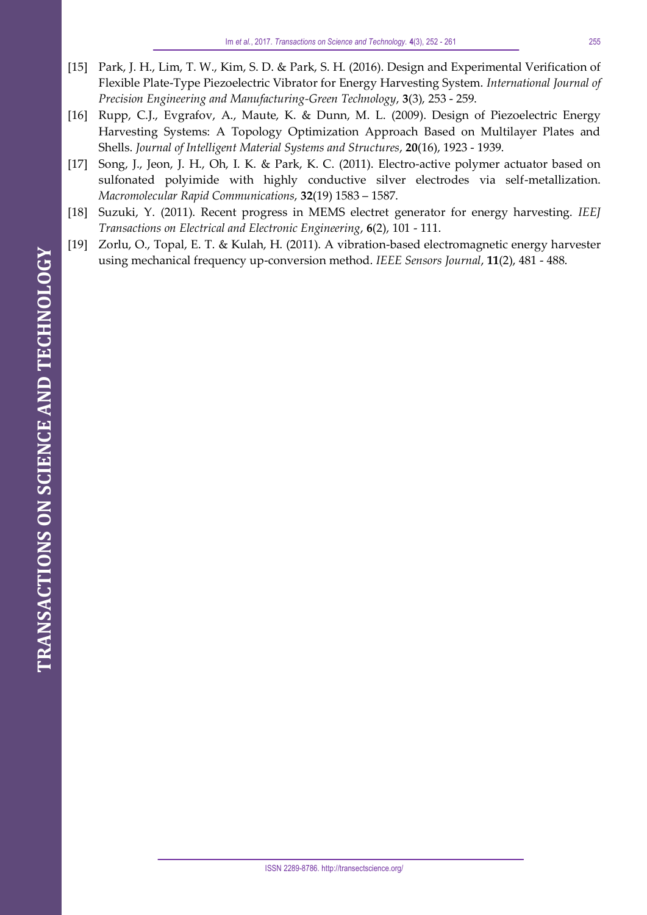[15] Park, J. H., Lim, T. W., Kim, S. D. & Park, S. H. (2016). Design and Experimental Verification of Flexible Plate-Type Piezoelectric Vibrator for Energy Harvesting System. *International Journal of Precision Engineering and Manufacturing-Green Technology*, **3**(3), 253 - 259.

[16] Rupp, C.J., Evgrafov, A., Maute, K. & Dunn, M. L. (2009). Design of Piezoelectric Energy Harvesting Systems: A Topology Optimization Approach Based on Multilayer Plates and Shells. *Journal of Intelligent Material Systems and Structures*, **20**(16), 1923 - 1939.

[17] Song, J., Jeon, J. H., Oh, I. K. & Park, K. C. (2011). Electro-active polymer actuator based on sulfonated polyimide with highly conductive silver electrodes via self-metallization. *Macromolecular Rapid Communications*, **32**(19) 1583 – 1587.

[18] Suzuki, Y. (2011). Recent progress in MEMS electret generator for energy harvesting. *IEEJ Transactions on Electrical and Electronic Engineering*, **6**(2), 101 - 111.

[19] Zorlu, O., Topal, E. T. & Kulah, H. (2011). A vibration-based electromagnetic energy harvester using mechanical frequency up-conversion method. *IEEE Sensors Journal*, **11**(2), 481 - 488.